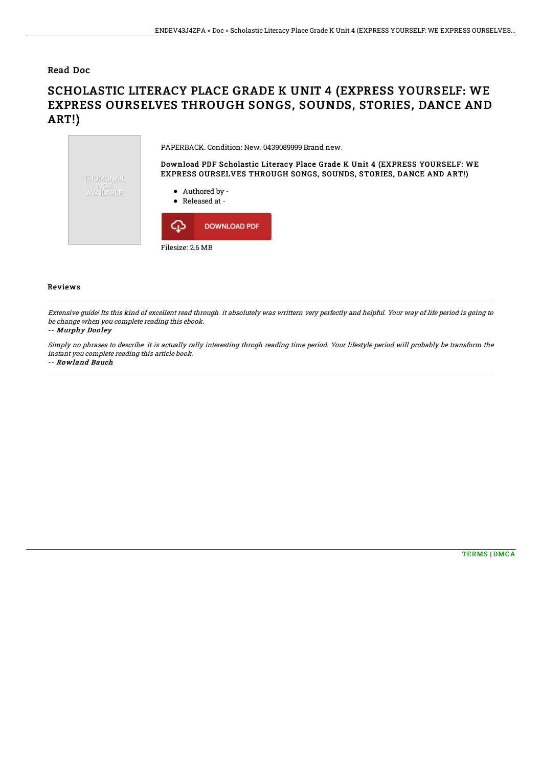Read Doc

# SCHOLASTIC LITERACY PLACE GRADE K UNIT 4 (EXPRESS YOURSELF: WE EXPRESS OURSELVES THROUGH SONGS, SOUNDS, STORIES, DANCE AND ART!)

THUMBNAIL NOT AVAILABLE

PAPERBACK. Condition: New. 0439089999 Brand new.

**Download PDF Scholastic Literacy Place Grade K Unit 4 (EXPRESS YOURSELF: WE EXPRESS OURSELVES THROUGH SONGS, SOUNDS, STORIES, DANCE AND ART!)**

- Authored by -
- Released at -

DOWNLOAD PDF

Filesize: 2.6 MB

## Reviews

*Extensive guide! Its this kind of excellent read through. it absolutely was writtern very perfectly and helpful. Your way of life period is going to be change when you complete reading this ebook.*

-- ***Murphy Dooley***

*Simply no phrases to describe. It is actually rally interesting throgh reading time period. Your lifestyle period will probably be transform the instant you complete reading this article book.*

-- ***Rowland Bauch***

TERMS | DMCA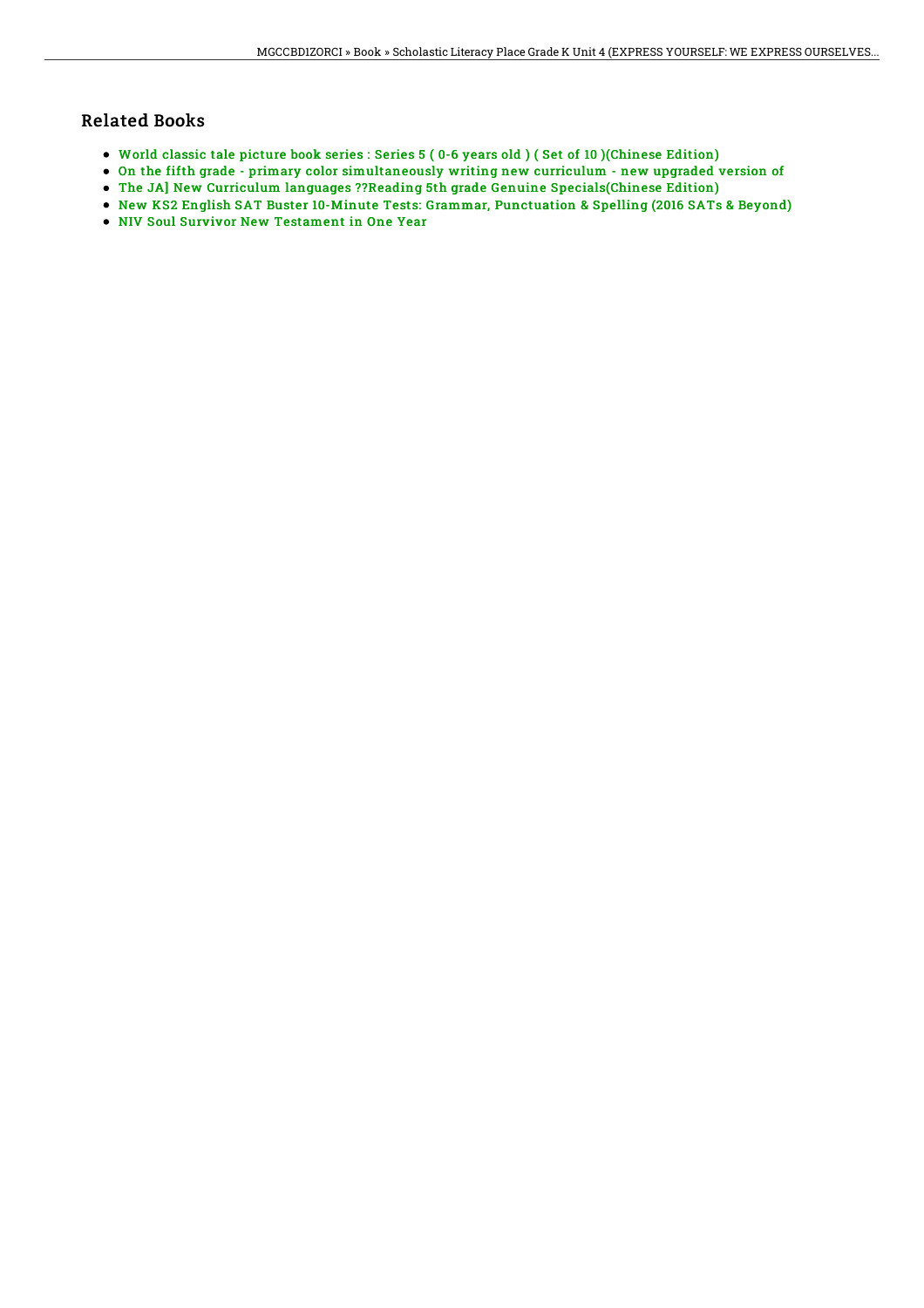## Related Books

- World classic tale picture book series : Series 5 ( 0-6 years old ) ( Set of 10 )(Chinese Edition)
- On the fifth grade - primary color simultaneously writing new curriculum - new upgraded version of
- The JA] New Curriculum languages ??Reading 5th grade Genuine Specials(Chinese Edition)
- New KS2 English SAT Buster 10-Minute Tests: Grammar, Punctuation & Spelling (2016 SATs & Beyond)
- NIV Soul Survivor New Testament in One Year